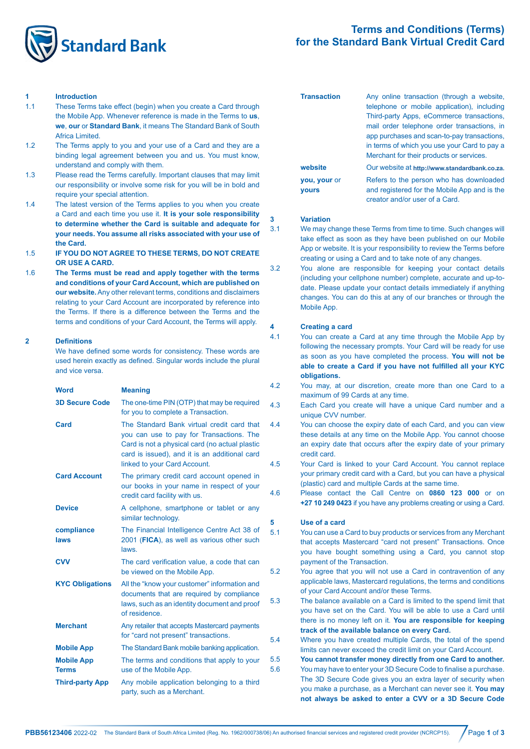# Terms and Conditions (Terms) for the Standard Bank Virtual Credit Card

## 1 Introduction

1.1 These Terms take effect (begin) when you create a Card through the Mobile App. Whenever reference is made in the Terms to **us**, **we**, **our** or **Standard Bank**, it means The Standard Bank of South Africa Limited.

1.2 The Terms apply to you and your use of a Card and they are a binding legal agreement between you and us. You must know, understand and comply with them.

1.3 Please read the Terms carefully. Important clauses that may limit our responsibility or involve some risk for you will be in bold and require your special attention.

1.4 The latest version of the Terms applies to you when you create a Card and each time you use it. **It is your sole responsibility to determine whether the Card is suitable and adequate for your needs. You assume all risks associated with your use of the Card.**

1.5 **IF YOU DO NOT AGREE TO THESE TERMS, DO NOT CREATE OR USE A CARD.**

1.6 **The Terms must be read and apply together with the terms and conditions of your Card Account, which are published on our website.** Any other relevant terms, conditions and disclaimers relating to your Card Account are incorporated by reference into the Terms. If there is a difference between the Terms and the terms and conditions of your Card Account, the Terms will apply.

## 2 Definitions

We have defined some words for consistency. These words are used herein exactly as defined. Singular words include the plural and vice versa.

| Word | Meaning |
|---|---|
| **3D Secure Code** | The one-time PIN (OTP) that may be required for you to complete a Transaction. |
| **Card** | The Standard Bank virtual credit card that you can use to pay for Transactions. The Card is not a physical card (no actual plastic card is issued), and it is an additional card linked to your Card Account. |
| **Card Account** | The primary credit card account opened in our books in your name in respect of your credit card facility with us. |
| **Device** | A cellphone, smartphone or tablet or any similar technology. |
| **compliance laws** | The Financial Intelligence Centre Act 38 of 2001 (**FICA**), as well as various other such laws. |
| **CVV** | The card verification value, a code that can be viewed on the Mobile App. |
| **KYC Obligations** | All the "know your customer" information and documents that are required by compliance laws, such as an identity document and proof of residence. |
| **Merchant** | Any retailer that accepts Mastercard payments for "card not present" transactions. |
| **Mobile App** | The Standard Bank mobile banking application. |
| **Mobile App Terms** | The terms and conditions that apply to your use of the Mobile App. |
| **Third-party App** | Any mobile application belonging to a third party, such as a Merchant. |
| **Transaction** | Any online transaction (through a website, telephone or mobile application), including Third-party Apps, eCommerce transactions, mail order telephone order transactions, in app purchases and scan-to-pay transactions, in terms of which you use your Card to pay a Merchant for their products or services. |
| **website** | Our website at **http://www.standardbank.co.za**. |
| **you, your** or **yours** | Refers to the person who has downloaded and registered for the Mobile App and is the creator and/or user of a Card. |

## 3 Variation

3.1 We may change these Terms from time to time. Such changes will take effect as soon as they have been published on our Mobile App or website. It is your responsibility to review the Terms before creating or using a Card and to take note of any changes.

3.2 You alone are responsible for keeping your contact details (including your cellphone number) complete, accurate and up-to-date. Please update your contact details immediately if anything changes. You can do this at any of our branches or through the Mobile App.

## 4 Creating a card

4.1 You can create a Card at any time through the Mobile App by following the necessary prompts. Your Card will be ready for use as soon as you have completed the process. **You will not be able to create a Card if you have not fulfilled all your KYC obligations.**

4.2 You may, at our discretion, create more than one Card to a maximum of 99 Cards at any time.

4.3 Each Card you create will have a unique Card number and a unique CVV number.

4.4 You can choose the expiry date of each Card, and you can view these details at any time on the Mobile App. You cannot choose an expiry date that occurs after the expiry date of your primary credit card.

4.5 Your Card is linked to your Card Account. You cannot replace your primary credit card with a Card, but you can have a physical (plastic) card and multiple Cards at the same time.

4.6 Please contact the Call Centre on **0860 123 000** or on **+27 10 249 0423** if you have any problems creating or using a Card.

## 5 Use of a card

5.1 You can use a Card to buy products or services from any Merchant that accepts Mastercard "card not present" Transactions. Once you have bought something using a Card, you cannot stop payment of the Transaction.

5.2 You agree that you will not use a Card in contravention of any applicable laws, Mastercard regulations, the terms and conditions of your Card Account and/or these Terms.

5.3 The balance available on a Card is limited to the spend limit that you have set on the Card. You will be able to use a Card until there is no money left on it. **You are responsible for keeping track of the available balance on every Card.**

5.4 Where you have created multiple Cards, the total of the spend limits can never exceed the credit limit on your Card Account.

5.5 **You cannot transfer money directly from one Card to another.**

5.6 You may have to enter your 3D Secure Code to finalise a purchase. The 3D Secure Code gives you an extra layer of security when you make a purchase, as a Merchant can never see it. **You may not always be asked to enter a CVV or a 3D Secure Code**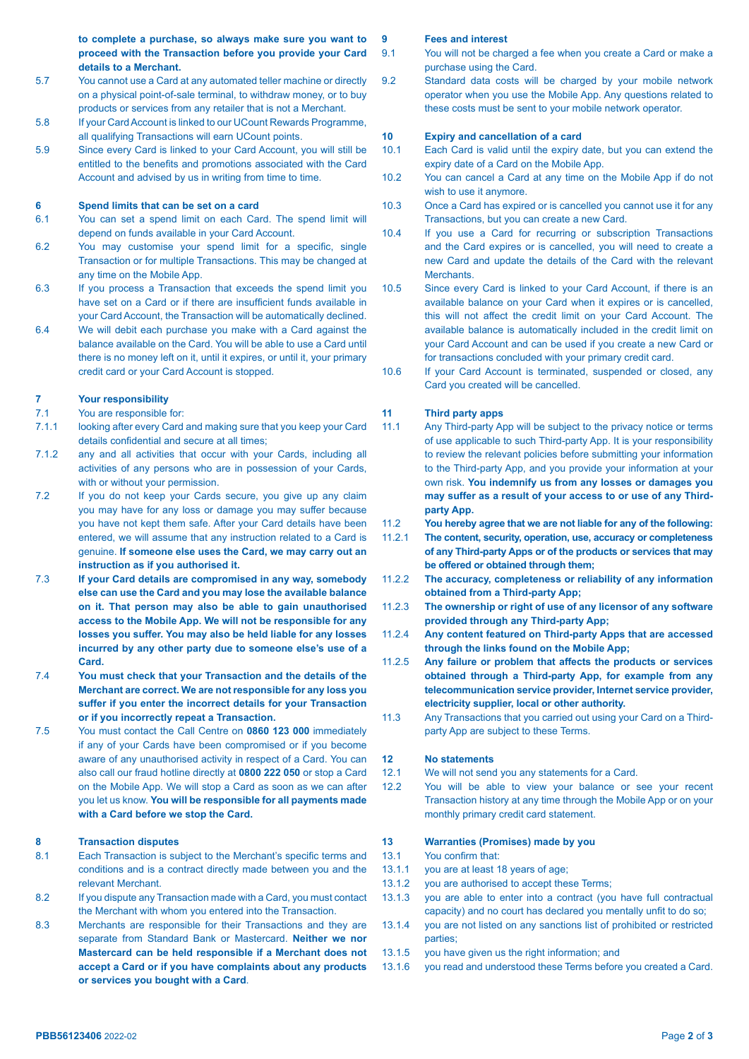**to complete a purchase, so always make sure you want to proceed with the Transaction before you provide your Card details to a Merchant.**

5.7 You cannot use a Card at any automated teller machine or directly on a physical point-of-sale terminal, to withdraw money, or to buy products or services from any retailer that is not a Merchant.

5.8 If your Card Account is linked to our UCount Rewards Programme, all qualifying Transactions will earn UCount points.

5.9 Since every Card is linked to your Card Account, you will still be entitled to the benefits and promotions associated with the Card Account and advised by us in writing from time to time.

## 6 Spend limits that can be set on a card

6.1 You can set a spend limit on each Card. The spend limit will depend on funds available in your Card Account.

6.2 You may customise your spend limit for a specific, single Transaction or for multiple Transactions. This may be changed at any time on the Mobile App.

6.3 If you process a Transaction that exceeds the spend limit you have set on a Card or if there are insufficient funds available in your Card Account, the Transaction will be automatically declined.

6.4 We will debit each purchase you make with a Card against the balance available on the Card. You will be able to use a Card until there is no money left on it, until it expires, or until it, your primary credit card or your Card Account is stopped.

## 7 Your responsibility

7.1 You are responsible for:

7.1.1 looking after every Card and making sure that you keep your Card details confidential and secure at all times;

7.1.2 any and all activities that occur with your Cards, including all activities of any persons who are in possession of your Cards, with or without your permission.

7.2 If you do not keep your Cards secure, you give up any claim you may have for any loss or damage you may suffer because you have not kept them safe. After your Card details have been entered, we will assume that any instruction related to a Card is genuine. **If someone else uses the Card, we may carry out an instruction as if you authorised it.**

7.3 **If your Card details are compromised in any way, somebody else can use the Card and you may lose the available balance on it. That person may also be able to gain unauthorised access to the Mobile App. We will not be responsible for any losses you suffer. You may also be held liable for any losses incurred by any other party due to someone else's use of a Card.**

7.4 **You must check that your Transaction and the details of the Merchant are correct. We are not responsible for any loss you suffer if you enter the incorrect details for your Transaction or if you incorrectly repeat a Transaction.**

7.5 You must contact the Call Centre on **0860 123 000** immediately if any of your Cards have been compromised or if you become aware of any unauthorised activity in respect of a Card. You can also call our fraud hotline directly at **0800 222 050** or stop a Card on the Mobile App. We will stop a Card as soon as we can after you let us know. **You will be responsible for all payments made with a Card before we stop the Card.**

## 8 Transaction disputes

8.1 Each Transaction is subject to the Merchant's specific terms and conditions and is a contract directly made between you and the relevant Merchant.

8.2 If you dispute any Transaction made with a Card, you must contact the Merchant with whom you entered into the Transaction.

8.3 Merchants are responsible for their Transactions and they are separate from Standard Bank or Mastercard. **Neither we nor Mastercard can be held responsible if a Merchant does not accept a Card or if you have complaints about any products or services you bought with a Card**.

## 9 Fees and interest

9.1 You will not be charged a fee when you create a Card or make a purchase using the Card.

9.2 Standard data costs will be charged by your mobile network operator when you use the Mobile App. Any questions related to these costs must be sent to your mobile network operator.

## 10 Expiry and cancellation of a card

10.1 Each Card is valid until the expiry date, but you can extend the expiry date of a Card on the Mobile App.

10.2 You can cancel a Card at any time on the Mobile App if do not wish to use it anymore.

10.3 Once a Card has expired or is cancelled you cannot use it for any Transactions, but you can create a new Card.

10.4 If you use a Card for recurring or subscription Transactions and the Card expires or is cancelled, you will need to create a new Card and update the details of the Card with the relevant Merchants.

10.5 Since every Card is linked to your Card Account, if there is an available balance on your Card when it expires or is cancelled, this will not affect the credit limit on your Card Account. The available balance is automatically included in the credit limit on your Card Account and can be used if you create a new Card or for transactions concluded with your primary credit card.

10.6 If your Card Account is terminated, suspended or closed, any Card you created will be cancelled.

## 11 Third party apps

11.1 Any Third-party App will be subject to the privacy notice or terms of use applicable to such Third-party App. It is your responsibility to review the relevant policies before submitting your information to the Third-party App, and you provide your information at your own risk. **You indemnify us from any losses or damages you may suffer as a result of your access to or use of any Third-party App.**

11.2 **You hereby agree that we are not liable for any of the following:**

11.2.1 **The content, security, operation, use, accuracy or completeness of any Third-party Apps or of the products or services that may be offered or obtained through them;**

11.2.2 **The accuracy, completeness or reliability of any information obtained from a Third-party App;**

11.2.3 **The ownership or right of use of any licensor of any software provided through any Third-party App;**

11.2.4 **Any content featured on Third-party Apps that are accessed through the links found on the Mobile App;**

11.2.5 **Any failure or problem that affects the products or services obtained through a Third-party App, for example from any telecommunication service provider, Internet service provider, electricity supplier, local or other authority.**

11.3 Any Transactions that you carried out using your Card on a Third-party App are subject to these Terms.

## 12 No statements

12.1 We will not send you any statements for a Card.

12.2 You will be able to view your balance or see your recent Transaction history at any time through the Mobile App or on your monthly primary credit card statement.

## 13 Warranties (Promises) made by you

13.1 You confirm that:

13.1.1 you are at least 18 years of age;

13.1.2 you are authorised to accept these Terms;

13.1.3 you are able to enter into a contract (you have full contractual capacity) and no court has declared you mentally unfit to do so;

13.1.4 you are not listed on any sanctions list of prohibited or restricted parties;

13.1.5 you have given us the right information; and

13.1.6 you read and understood these Terms before you created a Card.

PBB56123406 2022-02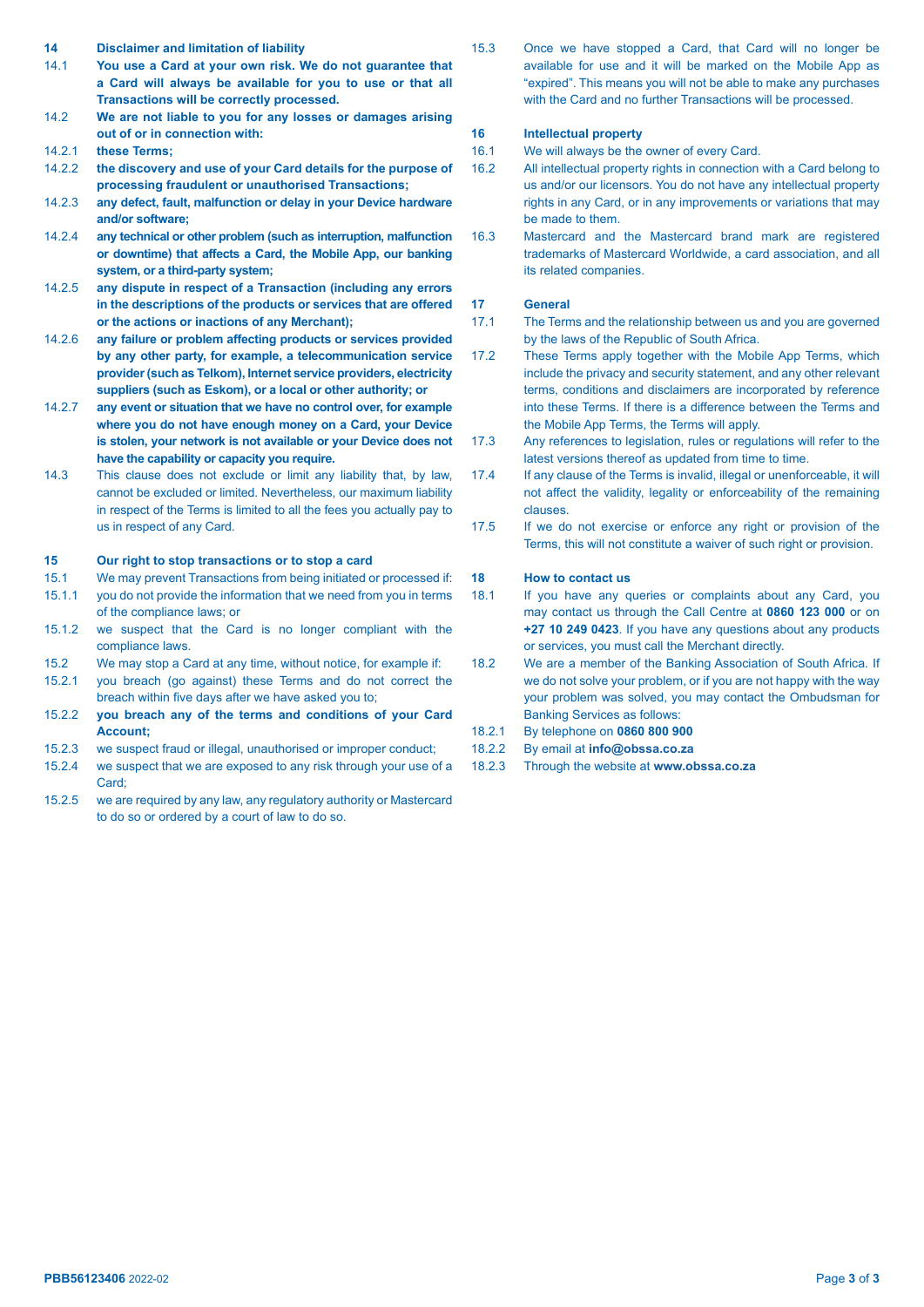## 14 Disclaimer and limitation of liability

**14.1 You use a Card at your own risk. We do not guarantee that a Card will always be available for you to use or that all Transactions will be correctly processed.**

**14.2 We are not liable to you for any losses or damages arising out of or in connection with:**

**14.2.1 these Terms;**

**14.2.2 the discovery and use of your Card details for the purpose of processing fraudulent or unauthorised Transactions;**

**14.2.3 any defect, fault, malfunction or delay in your Device hardware and/or software;**

**14.2.4 any technical or other problem (such as interruption, malfunction or downtime) that affects a Card, the Mobile App, our banking system, or a third-party system;**

**14.2.5 any dispute in respect of a Transaction (including any errors in the descriptions of the products or services that are offered or the actions or inactions of any Merchant);**

**14.2.6 any failure or problem affecting products or services provided by any other party, for example, a telecommunication service provider (such as Telkom), Internet service providers, electricity suppliers (such as Eskom), or a local or other authority; or**

**14.2.7 any event or situation that we have no control over, for example where you do not have enough money on a Card, your Device is stolen, your network is not available or your Device does not have the capability or capacity you require.**

14.3 This clause does not exclude or limit any liability that, by law, cannot be excluded or limited. Nevertheless, our maximum liability in respect of the Terms is limited to all the fees you actually pay to us in respect of any Card.

## 15 Our right to stop transactions or to stop a card

15.1 We may prevent Transactions from being initiated or processed if:

15.1.1 you do not provide the information that we need from you in terms of the compliance laws; or

15.1.2 we suspect that the Card is no longer compliant with the compliance laws.

15.2 We may stop a Card at any time, without notice, for example if:

15.2.1 you breach (go against) these Terms and do not correct the breach within five days after we have asked you to;

**15.2.2 you breach any of the terms and conditions of your Card Account;**

15.2.3 we suspect fraud or illegal, unauthorised or improper conduct;

15.2.4 we suspect that we are exposed to any risk through your use of a Card;

15.2.5 we are required by any law, any regulatory authority or Mastercard to do so or ordered by a court of law to do so.

15.3 Once we have stopped a Card, that Card will no longer be available for use and it will be marked on the Mobile App as "expired". This means you will not be able to make any purchases with the Card and no further Transactions will be processed.

## 16 Intellectual property

16.1 We will always be the owner of every Card.

16.2 All intellectual property rights in connection with a Card belong to us and/or our licensors. You do not have any intellectual property rights in any Card, or in any improvements or variations that may be made to them.

16.3 Mastercard and the Mastercard brand mark are registered trademarks of Mastercard Worldwide, a card association, and all its related companies.

## 17 General

17.1 The Terms and the relationship between us and you are governed by the laws of the Republic of South Africa.

17.2 These Terms apply together with the Mobile App Terms, which include the privacy and security statement, and any other relevant terms, conditions and disclaimers are incorporated by reference into these Terms. If there is a difference between the Terms and the Mobile App Terms, the Terms will apply.

17.3 Any references to legislation, rules or regulations will refer to the latest versions thereof as updated from time to time.

17.4 If any clause of the Terms is invalid, illegal or unenforceable, it will not affect the validity, legality or enforceability of the remaining clauses.

17.5 If we do not exercise or enforce any right or provision of the Terms, this will not constitute a waiver of such right or provision.

## 18 How to contact us

18.1 If you have any queries or complaints about any Card, you may contact us through the Call Centre at **0860 123 000** or on **+27 10 249 0423**. If you have any questions about any products or services, you must call the Merchant directly.

18.2 We are a member of the Banking Association of South Africa. If we do not solve your problem, or if you are not happy with the way your problem was solved, you may contact the Ombudsman for Banking Services as follows:

18.2.1 By telephone on **0860 800 900**

18.2.2 By email at **info@obssa.co.za**

18.2.3 Through the website at **www.obssa.co.za**

**PBB56123406** 2022-02